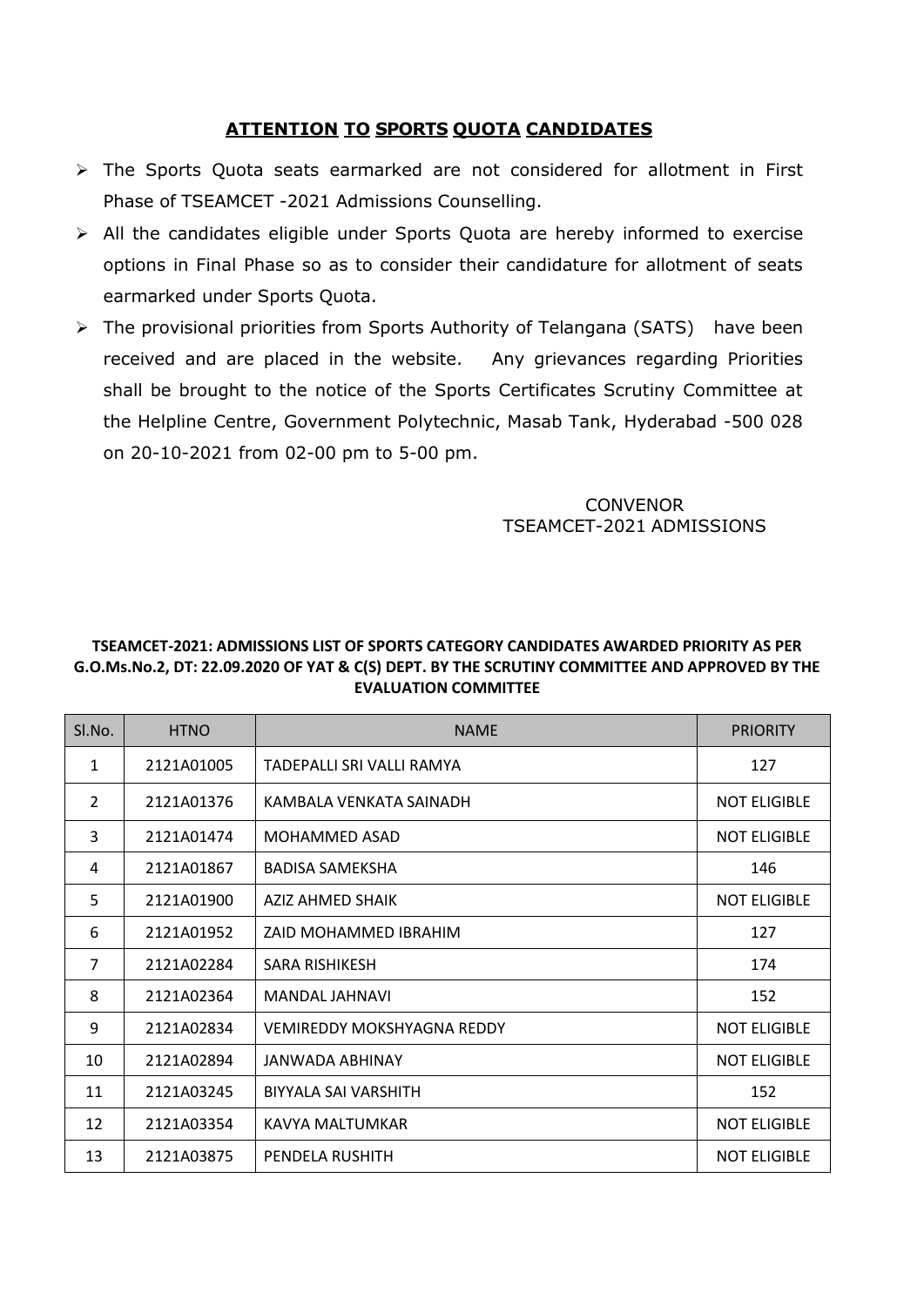## **ATTENTION TO SPORTS QUOTA CANDIDATES**

- The Sports Quota seats earmarked are not considered for allotment in First Phase of TSEAMCET -2021 Admissions Counselling.
- All the candidates eligible under Sports Quota are hereby informed to exercise options in Final Phase so as to consider their candidature for allotment of seats earmarked under Sports Quota.
- The provisional priorities from Sports Authority of Telangana (SATS) have been received and are placed in the website. Any grievances regarding Priorities shall be brought to the notice of the Sports Certificates Scrutiny Committee at the Helpline Centre, Government Polytechnic, Masab Tank, Hyderabad -500 028 on 20-10-2021 from 02-00 pm to 5-00 pm.

CONVENOR
TSEAMCET-2021 ADMISSIONS

**TSEAMCET-2021: ADMISSIONS LIST OF SPORTS CATEGORY CANDIDATES AWARDED PRIORITY AS PER G.O.Ms.No.2, DT: 22.09.2020 OF YAT & C(S) DEPT. BY THE SCRUTINY COMMITTEE AND APPROVED BY THE EVALUATION COMMITTEE**

| Sl.No. | HTNO | NAME | PRIORITY |
|---|---|---|---|
| 1 | 2121A01005 | TADEPALLI SRI VALLI RAMYA | 127 |
| 2 | 2121A01376 | KAMBALA VENKATA SAINADH | NOT ELIGIBLE |
| 3 | 2121A01474 | MOHAMMED ASAD | NOT ELIGIBLE |
| 4 | 2121A01867 | BADISA SAMEKSHA | 146 |
| 5 | 2121A01900 | AZIZ AHMED SHAIK | NOT ELIGIBLE |
| 6 | 2121A01952 | ZAID MOHAMMED IBRAHIM | 127 |
| 7 | 2121A02284 | SARA RISHIKESH | 174 |
| 8 | 2121A02364 | MANDAL JAHNAVI | 152 |
| 9 | 2121A02834 | VEMIREDDY MOKSHYAGNA REDDY | NOT ELIGIBLE |
| 10 | 2121A02894 | JANWADA ABHINAY | NOT ELIGIBLE |
| 11 | 2121A03245 | BIYYALA SAI VARSHITH | 152 |
| 12 | 2121A03354 | KAVYA MALTUMKAR | NOT ELIGIBLE |
| 13 | 2121A03875 | PENDELA RUSHITH | NOT ELIGIBLE |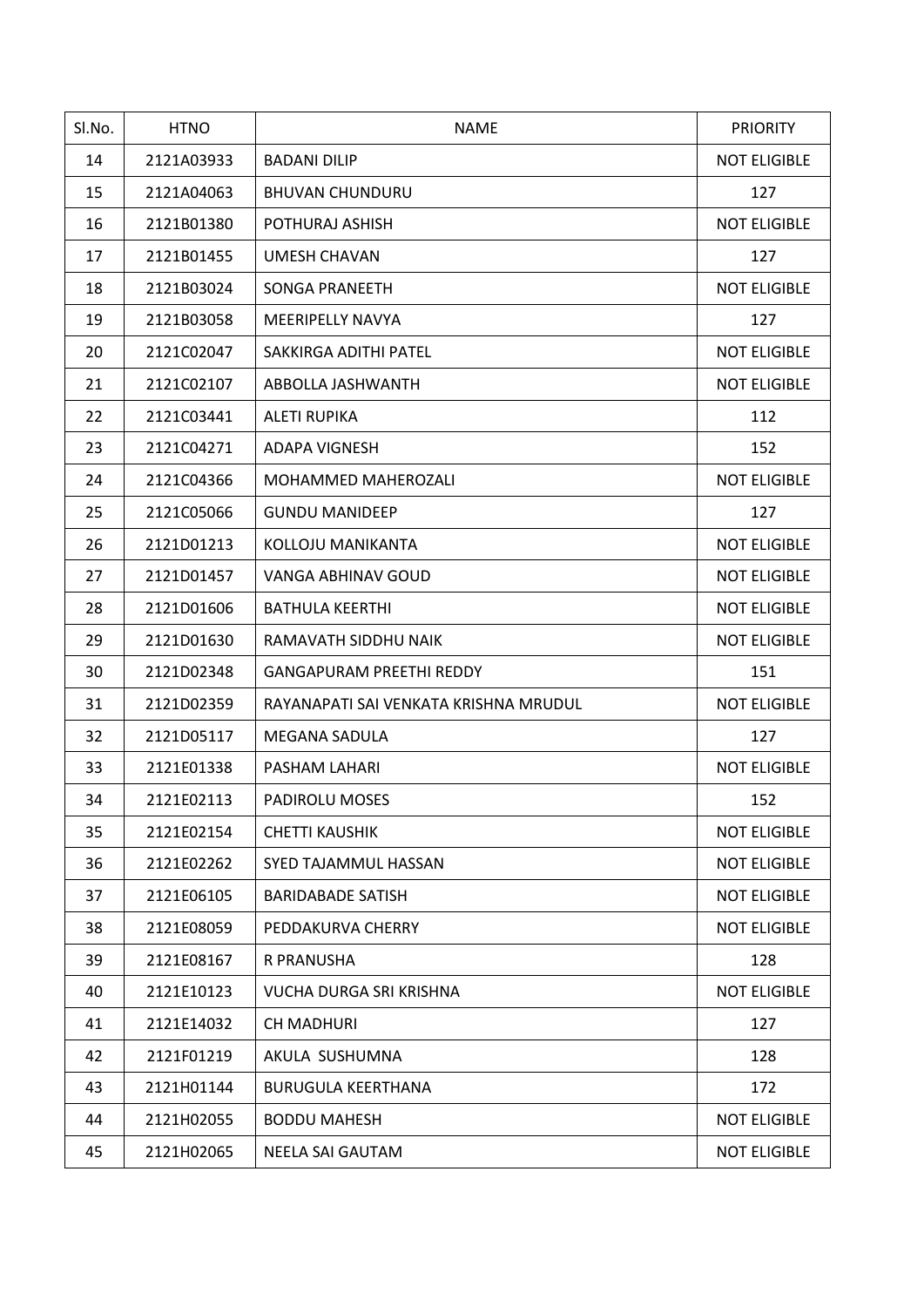| Sl.No. | HTNO | NAME | PRIORITY |
|---|---|---|---|
| 14 | 2121A03933 | BADANI DILIP | NOT ELIGIBLE |
| 15 | 2121A04063 | BHUVAN CHUNDURU | 127 |
| 16 | 2121B01380 | POTHURAJ ASHISH | NOT ELIGIBLE |
| 17 | 2121B01455 | UMESH CHAVAN | 127 |
| 18 | 2121B03024 | SONGA PRANEETH | NOT ELIGIBLE |
| 19 | 2121B03058 | MEERIPELLY NAVYA | 127 |
| 20 | 2121C02047 | SAKKIRGA ADITHI PATEL | NOT ELIGIBLE |
| 21 | 2121C02107 | ABBOLLA JASHWANTH | NOT ELIGIBLE |
| 22 | 2121C03441 | ALETI RUPIKA | 112 |
| 23 | 2121C04271 | ADAPA VIGNESH | 152 |
| 24 | 2121C04366 | MOHAMMED MAHEROZALI | NOT ELIGIBLE |
| 25 | 2121C05066 | GUNDU MANIDEEP | 127 |
| 26 | 2121D01213 | KOLLOJU MANIKANTA | NOT ELIGIBLE |
| 27 | 2121D01457 | VANGA ABHINAV GOUD | NOT ELIGIBLE |
| 28 | 2121D01606 | BATHULA KEERTHI | NOT ELIGIBLE |
| 29 | 2121D01630 | RAMAVATH SIDDHU NAIK | NOT ELIGIBLE |
| 30 | 2121D02348 | GANGAPURAM PREETHI REDDY | 151 |
| 31 | 2121D02359 | RAYANAPATI SAI VENKATA KRISHNA MRUDUL | NOT ELIGIBLE |
| 32 | 2121D05117 | MEGANA SADULA | 127 |
| 33 | 2121E01338 | PASHAM LAHARI | NOT ELIGIBLE |
| 34 | 2121E02113 | PADIROLU MOSES | 152 |
| 35 | 2121E02154 | CHETTI KAUSHIK | NOT ELIGIBLE |
| 36 | 2121E02262 | SYED TAJAMMUL HASSAN | NOT ELIGIBLE |
| 37 | 2121E06105 | BARIDABADE SATISH | NOT ELIGIBLE |
| 38 | 2121E08059 | PEDDAKURVA CHERRY | NOT ELIGIBLE |
| 39 | 2121E08167 | R PRANUSHA | 128 |
| 40 | 2121E10123 | VUCHA DURGA SRI KRISHNA | NOT ELIGIBLE |
| 41 | 2121E14032 | CH MADHURI | 127 |
| 42 | 2121F01219 | AKULA SUSHUMNA | 128 |
| 43 | 2121H01144 | BURUGULA KEERTHANA | 172 |
| 44 | 2121H02055 | BODDU MAHESH | NOT ELIGIBLE |
| 45 | 2121H02065 | NEELA SAI GAUTAM | NOT ELIGIBLE |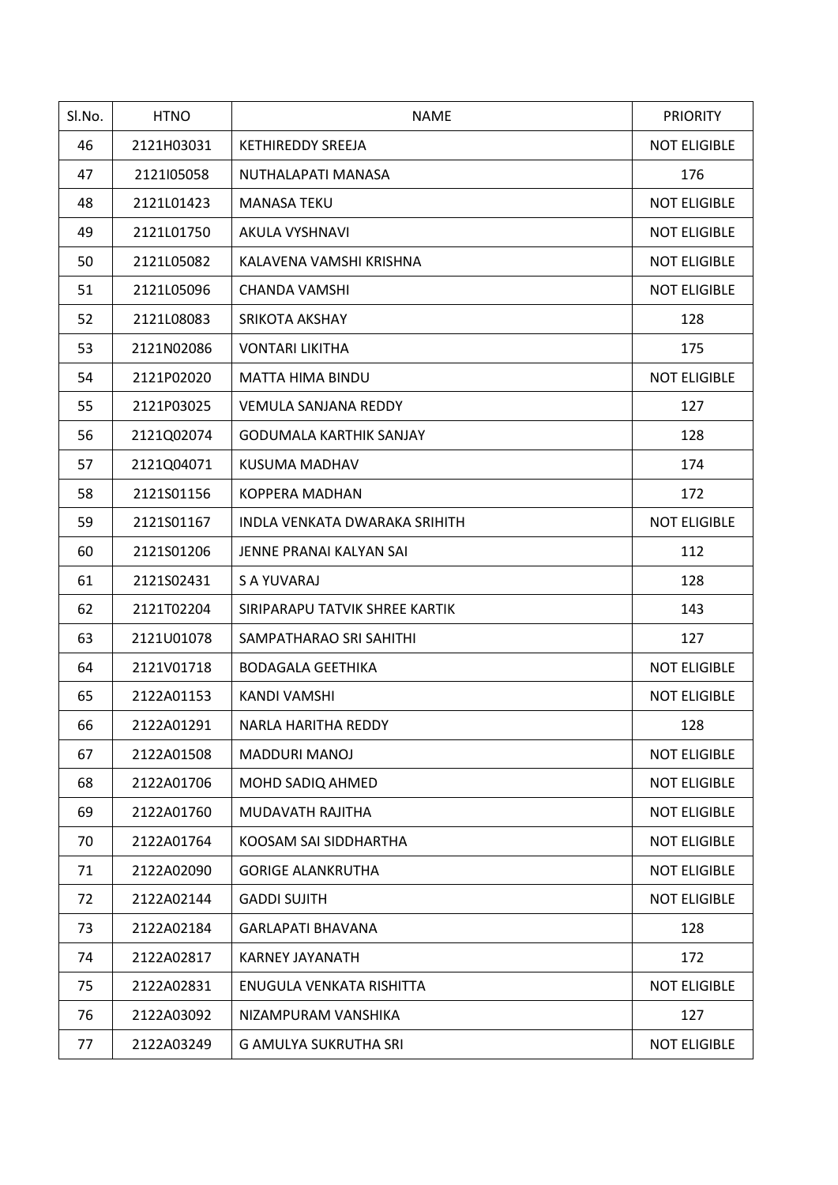| Sl.No. | HTNO | NAME | PRIORITY |
|---|---|---|---|
| 46 | 2121H03031 | KETHIREDDY SREEJA | NOT ELIGIBLE |
| 47 | 2121I05058 | NUTHALAPATI MANASA | 176 |
| 48 | 2121L01423 | MANASA TEKU | NOT ELIGIBLE |
| 49 | 2121L01750 | AKULA VYSHNAVI | NOT ELIGIBLE |
| 50 | 2121L05082 | KALAVENA VAMSHI KRISHNA | NOT ELIGIBLE |
| 51 | 2121L05096 | CHANDA VAMSHI | NOT ELIGIBLE |
| 52 | 2121L08083 | SRIKOTA AKSHAY | 128 |
| 53 | 2121N02086 | VONTARI LIKITHA | 175 |
| 54 | 2121P02020 | MATTA HIMA BINDU | NOT ELIGIBLE |
| 55 | 2121P03025 | VEMULA SANJANA REDDY | 127 |
| 56 | 2121Q02074 | GODUMALA KARTHIK SANJAY | 128 |
| 57 | 2121Q04071 | KUSUMA MADHAV | 174 |
| 58 | 2121S01156 | KOPPERA MADHAN | 172 |
| 59 | 2121S01167 | INDLA VENKATA DWARAKA SRIHITH | NOT ELIGIBLE |
| 60 | 2121S01206 | JENNE PRANAI KALYAN SAI | 112 |
| 61 | 2121S02431 | S A YUVARAJ | 128 |
| 62 | 2121T02204 | SIRIPARAPU TATVIK SHREE KARTIK | 143 |
| 63 | 2121U01078 | SAMPATHARAO SRI SAHITHI | 127 |
| 64 | 2121V01718 | BODAGALA GEETHIKA | NOT ELIGIBLE |
| 65 | 2122A01153 | KANDI VAMSHI | NOT ELIGIBLE |
| 66 | 2122A01291 | NARLA HARITHA REDDY | 128 |
| 67 | 2122A01508 | MADDURI MANOJ | NOT ELIGIBLE |
| 68 | 2122A01706 | MOHD SADIQ AHMED | NOT ELIGIBLE |
| 69 | 2122A01760 | MUDAVATH RAJITHA | NOT ELIGIBLE |
| 70 | 2122A01764 | KOOSAM SAI SIDDHARTHA | NOT ELIGIBLE |
| 71 | 2122A02090 | GORIGE ALANKRUTHA | NOT ELIGIBLE |
| 72 | 2122A02144 | GADDI SUJITH | NOT ELIGIBLE |
| 73 | 2122A02184 | GARLAPATI BHAVANA | 128 |
| 74 | 2122A02817 | KARNEY JAYANATH | 172 |
| 75 | 2122A02831 | ENUGULA VENKATA RISHITTA | NOT ELIGIBLE |
| 76 | 2122A03092 | NIZAMPURAM VANSHIKA | 127 |
| 77 | 2122A03249 | G AMULYA SUKRUTHA SRI | NOT ELIGIBLE |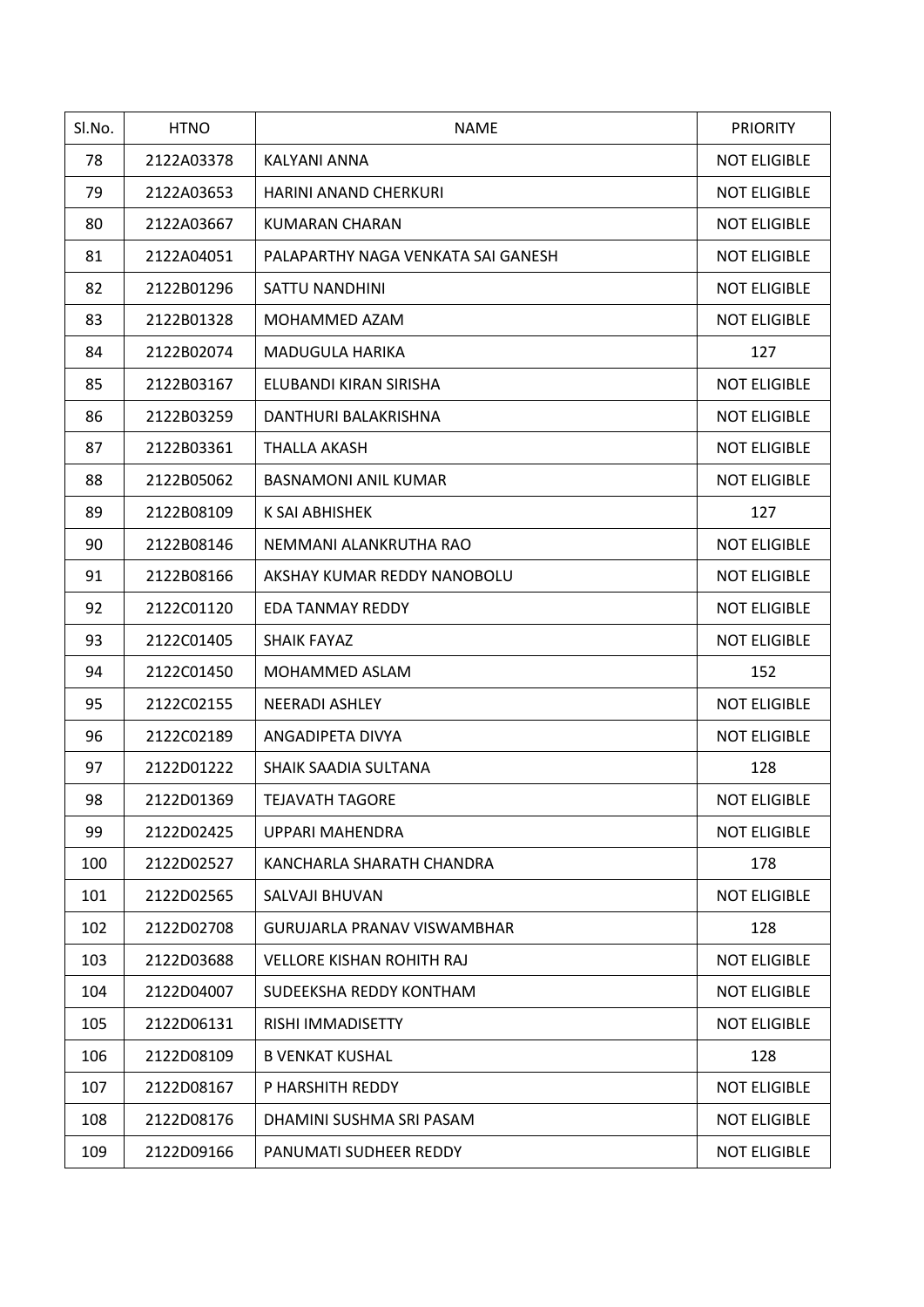| Sl.No. | HTNO | NAME | PRIORITY |
|---|---|---|---|
| 78 | 2122A03378 | KALYANI ANNA | NOT ELIGIBLE |
| 79 | 2122A03653 | HARINI ANAND CHERKURI | NOT ELIGIBLE |
| 80 | 2122A03667 | KUMARAN CHARAN | NOT ELIGIBLE |
| 81 | 2122A04051 | PALAPARTHY NAGA VENKATA SAI GANESH | NOT ELIGIBLE |
| 82 | 2122B01296 | SATTU NANDHINI | NOT ELIGIBLE |
| 83 | 2122B01328 | MOHAMMED AZAM | NOT ELIGIBLE |
| 84 | 2122B02074 | MADUGULA HARIKA | 127 |
| 85 | 2122B03167 | ELUBANDI KIRAN SIRISHA | NOT ELIGIBLE |
| 86 | 2122B03259 | DANTHURI BALAKRISHNA | NOT ELIGIBLE |
| 87 | 2122B03361 | THALLA AKASH | NOT ELIGIBLE |
| 88 | 2122B05062 | BASNAMONI ANIL KUMAR | NOT ELIGIBLE |
| 89 | 2122B08109 | K SAI ABHISHEK | 127 |
| 90 | 2122B08146 | NEMMANI ALANKRUTHA RAO | NOT ELIGIBLE |
| 91 | 2122B08166 | AKSHAY KUMAR REDDY NANOBOLU | NOT ELIGIBLE |
| 92 | 2122C01120 | EDA TANMAY REDDY | NOT ELIGIBLE |
| 93 | 2122C01405 | SHAIK FAYAZ | NOT ELIGIBLE |
| 94 | 2122C01450 | MOHAMMED ASLAM | 152 |
| 95 | 2122C02155 | NEERADI ASHLEY | NOT ELIGIBLE |
| 96 | 2122C02189 | ANGADIPETA DIVYA | NOT ELIGIBLE |
| 97 | 2122D01222 | SHAIK SAADIA SULTANA | 128 |
| 98 | 2122D01369 | TEJAVATH TAGORE | NOT ELIGIBLE |
| 99 | 2122D02425 | UPPARI MAHENDRA | NOT ELIGIBLE |
| 100 | 2122D02527 | KANCHARLA SHARATH CHANDRA | 178 |
| 101 | 2122D02565 | SALVAJI BHUVAN | NOT ELIGIBLE |
| 102 | 2122D02708 | GURUJARLA PRANAV VISWAMBHAR | 128 |
| 103 | 2122D03688 | VELLORE KISHAN ROHITH RAJ | NOT ELIGIBLE |
| 104 | 2122D04007 | SUDEEKSHA REDDY KONTHAM | NOT ELIGIBLE |
| 105 | 2122D06131 | RISHI IMMADISETTY | NOT ELIGIBLE |
| 106 | 2122D08109 | B VENKAT KUSHAL | 128 |
| 107 | 2122D08167 | P HARSHITH REDDY | NOT ELIGIBLE |
| 108 | 2122D08176 | DHAMINI SUSHMA SRI PASAM | NOT ELIGIBLE |
| 109 | 2122D09166 | PANUMATI SUDHEER REDDY | NOT ELIGIBLE |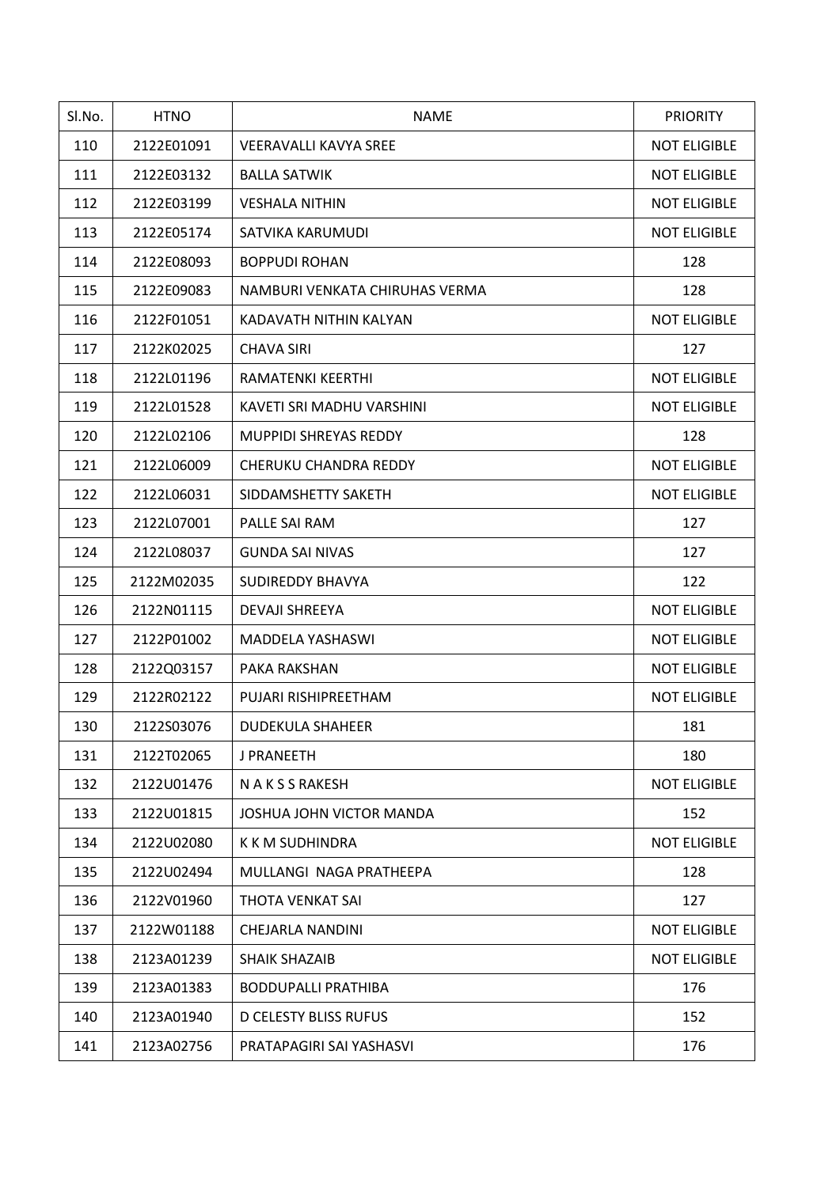| Sl.No. | HTNO | NAME | PRIORITY |
|---|---|---|---|
| 110 | 2122E01091 | VEERAVALLI KAVYA SREE | NOT ELIGIBLE |
| 111 | 2122E03132 | BALLA SATWIK | NOT ELIGIBLE |
| 112 | 2122E03199 | VESHALA NITHIN | NOT ELIGIBLE |
| 113 | 2122E05174 | SATVIKA KARUMUDI | NOT ELIGIBLE |
| 114 | 2122E08093 | BOPPUDI ROHAN | 128 |
| 115 | 2122E09083 | NAMBURI VENKATA CHIRUHAS VERMA | 128 |
| 116 | 2122F01051 | KADAVATH NITHIN KALYAN | NOT ELIGIBLE |
| 117 | 2122K02025 | CHAVA SIRI | 127 |
| 118 | 2122L01196 | RAMATENKI KEERTHI | NOT ELIGIBLE |
| 119 | 2122L01528 | KAVETI SRI MADHU VARSHINI | NOT ELIGIBLE |
| 120 | 2122L02106 | MUPPIDI SHREYAS REDDY | 128 |
| 121 | 2122L06009 | CHERUKU CHANDRA REDDY | NOT ELIGIBLE |
| 122 | 2122L06031 | SIDDAMSHETTY SAKETH | NOT ELIGIBLE |
| 123 | 2122L07001 | PALLE SAI RAM | 127 |
| 124 | 2122L08037 | GUNDA SAI NIVAS | 127 |
| 125 | 2122M02035 | SUDIREDDY BHAVYA | 122 |
| 126 | 2122N01115 | DEVAJI SHREEYA | NOT ELIGIBLE |
| 127 | 2122P01002 | MADDELA YASHASWI | NOT ELIGIBLE |
| 128 | 2122Q03157 | PAKA RAKSHAN | NOT ELIGIBLE |
| 129 | 2122R02122 | PUJARI RISHIPREETHAM | NOT ELIGIBLE |
| 130 | 2122S03076 | DUDEKULA SHAHEER | 181 |
| 131 | 2122T02065 | J PRANEETH | 180 |
| 132 | 2122U01476 | N A K S S RAKESH | NOT ELIGIBLE |
| 133 | 2122U01815 | JOSHUA JOHN VICTOR MANDA | 152 |
| 134 | 2122U02080 | K K M SUDHINDRA | NOT ELIGIBLE |
| 135 | 2122U02494 | MULLANGI NAGA PRATHEEPA | 128 |
| 136 | 2122V01960 | THOTA VENKAT SAI | 127 |
| 137 | 2122W01188 | CHEJARLA NANDINI | NOT ELIGIBLE |
| 138 | 2123A01239 | SHAIK SHAZAIB | NOT ELIGIBLE |
| 139 | 2123A01383 | BODDUPALLI PRATHIBA | 176 |
| 140 | 2123A01940 | D CELESTY BLISS RUFUS | 152 |
| 141 | 2123A02756 | PRATAPAGIRI SAI YASHASVI | 176 |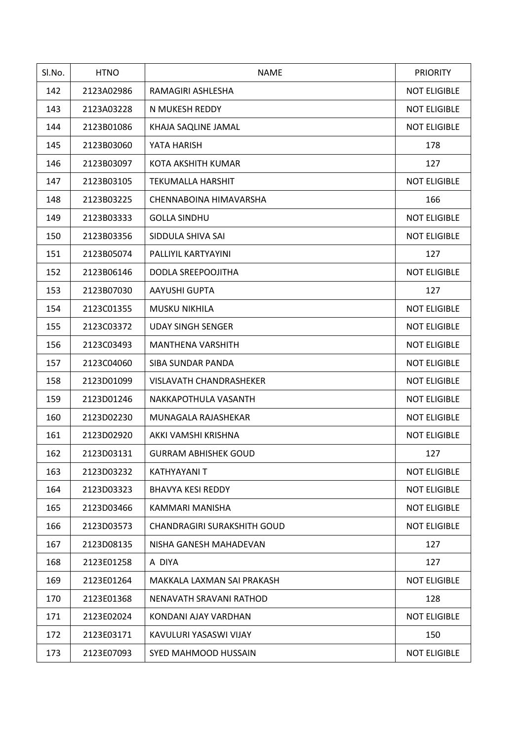| Sl.No. | HTNO | NAME | PRIORITY |
|---|---|---|---|
| 142 | 2123A02986 | RAMAGIRI ASHLESHA | NOT ELIGIBLE |
| 143 | 2123A03228 | N MUKESH REDDY | NOT ELIGIBLE |
| 144 | 2123B01086 | KHAJA SAQLINE JAMAL | NOT ELIGIBLE |
| 145 | 2123B03060 | YATA HARISH | 178 |
| 146 | 2123B03097 | KOTA AKSHITH KUMAR | 127 |
| 147 | 2123B03105 | TEKUMALLA HARSHIT | NOT ELIGIBLE |
| 148 | 2123B03225 | CHENNABOINA HIMAVARSHA | 166 |
| 149 | 2123B03333 | GOLLA SINDHU | NOT ELIGIBLE |
| 150 | 2123B03356 | SIDDULA SHIVA SAI | NOT ELIGIBLE |
| 151 | 2123B05074 | PALLIYIL KARTYAYINI | 127 |
| 152 | 2123B06146 | DODLA SREEPOOJITHA | NOT ELIGIBLE |
| 153 | 2123B07030 | AAYUSHI GUPTA | 127 |
| 154 | 2123C01355 | MUSKU NIKHILA | NOT ELIGIBLE |
| 155 | 2123C03372 | UDAY SINGH SENGER | NOT ELIGIBLE |
| 156 | 2123C03493 | MANTHENA VARSHITH | NOT ELIGIBLE |
| 157 | 2123C04060 | SIBA SUNDAR PANDA | NOT ELIGIBLE |
| 158 | 2123D01099 | VISLAVATH CHANDRASHEKER | NOT ELIGIBLE |
| 159 | 2123D01246 | NAKKAPOTHULA VASANTH | NOT ELIGIBLE |
| 160 | 2123D02230 | MUNAGALA RAJASHEKAR | NOT ELIGIBLE |
| 161 | 2123D02920 | AKKI VAMSHI KRISHNA | NOT ELIGIBLE |
| 162 | 2123D03131 | GURRAM ABHISHEK GOUD | 127 |
| 163 | 2123D03232 | KATHYAYANI T | NOT ELIGIBLE |
| 164 | 2123D03323 | BHAVYA KESI REDDY | NOT ELIGIBLE |
| 165 | 2123D03466 | KAMMARI MANISHA | NOT ELIGIBLE |
| 166 | 2123D03573 | CHANDRAGIRI SURAKSHITH GOUD | NOT ELIGIBLE |
| 167 | 2123D08135 | NISHA GANESH MAHADEVAN | 127 |
| 168 | 2123E01258 | A DIYA | 127 |
| 169 | 2123E01264 | MAKKALA LAXMAN SAI PRAKASH | NOT ELIGIBLE |
| 170 | 2123E01368 | NENAVATH SRAVANI RATHOD | 128 |
| 171 | 2123E02024 | KONDANI AJAY VARDHAN | NOT ELIGIBLE |
| 172 | 2123E03171 | KAVULURI YASASWI VIJAY | 150 |
| 173 | 2123E07093 | SYED MAHMOOD HUSSAIN | NOT ELIGIBLE |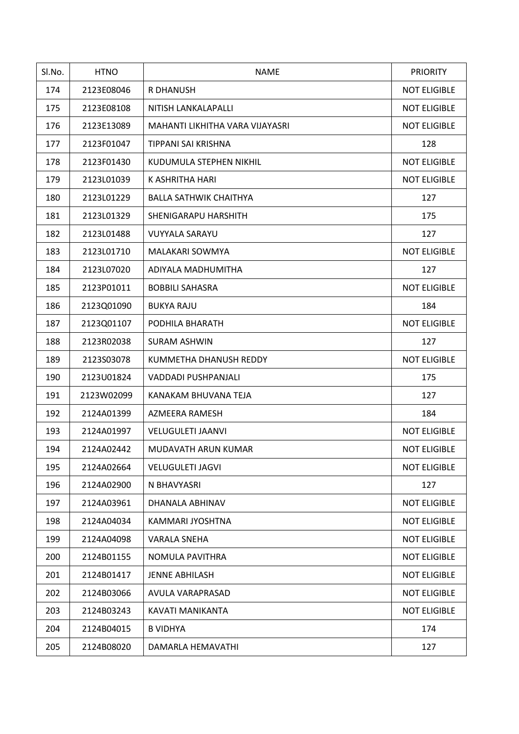| Sl.No. | HTNO | NAME | PRIORITY |
|---|---|---|---|
| 174 | 2123E08046 | R DHANUSH | NOT ELIGIBLE |
| 175 | 2123E08108 | NITISH LANKALAPALLI | NOT ELIGIBLE |
| 176 | 2123E13089 | MAHANTI LIKHITHA VARA VIJAYASRI | NOT ELIGIBLE |
| 177 | 2123F01047 | TIPPANI SAI KRISHNA | 128 |
| 178 | 2123F01430 | KUDUMULA STEPHEN NIKHIL | NOT ELIGIBLE |
| 179 | 2123L01039 | K ASHRITHA HARI | NOT ELIGIBLE |
| 180 | 2123L01229 | BALLA SATHWIK CHAITHYA | 127 |
| 181 | 2123L01329 | SHENIGARAPU HARSHITH | 175 |
| 182 | 2123L01488 | VUYYALA SARAYU | 127 |
| 183 | 2123L01710 | MALAKARI SOWMYA | NOT ELIGIBLE |
| 184 | 2123L07020 | ADIYALA MADHUMITHA | 127 |
| 185 | 2123P01011 | BOBBILI SAHASRA | NOT ELIGIBLE |
| 186 | 2123Q01090 | BUKYA RAJU | 184 |
| 187 | 2123Q01107 | PODHILA BHARATH | NOT ELIGIBLE |
| 188 | 2123R02038 | SURAM ASHWIN | 127 |
| 189 | 2123S03078 | KUMMETHA DHANUSH REDDY | NOT ELIGIBLE |
| 190 | 2123U01824 | VADDADI PUSHPANJALI | 175 |
| 191 | 2123W02099 | KANAKAM BHUVANA TEJA | 127 |
| 192 | 2124A01399 | AZMEERA RAMESH | 184 |
| 193 | 2124A01997 | VELUGULETI JAANVI | NOT ELIGIBLE |
| 194 | 2124A02442 | MUDAVATH ARUN KUMAR | NOT ELIGIBLE |
| 195 | 2124A02664 | VELUGULETI JAGVI | NOT ELIGIBLE |
| 196 | 2124A02900 | N BHAVYASRI | 127 |
| 197 | 2124A03961 | DHANALA ABHINAV | NOT ELIGIBLE |
| 198 | 2124A04034 | KAMMARI JYOSHTNA | NOT ELIGIBLE |
| 199 | 2124A04098 | VARALA SNEHA | NOT ELIGIBLE |
| 200 | 2124B01155 | NOMULA PAVITHRA | NOT ELIGIBLE |
| 201 | 2124B01417 | JENNE ABHILASH | NOT ELIGIBLE |
| 202 | 2124B03066 | AVULA VARAPRASAD | NOT ELIGIBLE |
| 203 | 2124B03243 | KAVATI MANIKANTA | NOT ELIGIBLE |
| 204 | 2124B04015 | B VIDHYA | 174 |
| 205 | 2124B08020 | DAMARLA HEMAVATHI | 127 |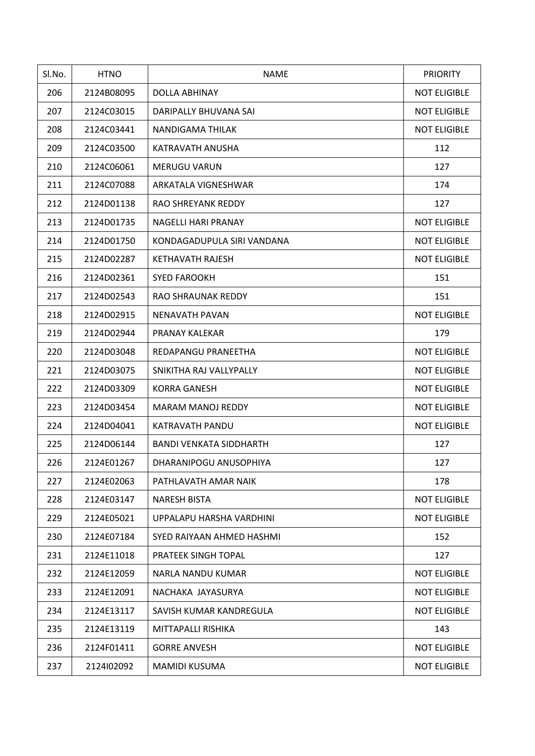| Sl.No. | HTNO | NAME | PRIORITY |
|---|---|---|---|
| 206 | 2124B08095 | DOLLA ABHINAY | NOT ELIGIBLE |
| 207 | 2124C03015 | DARIPALLY BHUVANA SAI | NOT ELIGIBLE |
| 208 | 2124C03441 | NANDIGAMA THILAK | NOT ELIGIBLE |
| 209 | 2124C03500 | KATRAVATH ANUSHA | 112 |
| 210 | 2124C06061 | MERUGU VARUN | 127 |
| 211 | 2124C07088 | ARKATALA VIGNESHWAR | 174 |
| 212 | 2124D01138 | RAO SHREYANK REDDY | 127 |
| 213 | 2124D01735 | NAGELLI HARI PRANAY | NOT ELIGIBLE |
| 214 | 2124D01750 | KONDAGADUPULA SIRI VANDANA | NOT ELIGIBLE |
| 215 | 2124D02287 | KETHAVATH RAJESH | NOT ELIGIBLE |
| 216 | 2124D02361 | SYED FAROOKH | 151 |
| 217 | 2124D02543 | RAO SHRAUNAK REDDY | 151 |
| 218 | 2124D02915 | NENAVATH PAVAN | NOT ELIGIBLE |
| 219 | 2124D02944 | PRANAY KALEKAR | 179 |
| 220 | 2124D03048 | REDAPANGU PRANEETHA | NOT ELIGIBLE |
| 221 | 2124D03075 | SNIKITHA RAJ VALLYPALLY | NOT ELIGIBLE |
| 222 | 2124D03309 | KORRA GANESH | NOT ELIGIBLE |
| 223 | 2124D03454 | MARAM MANOJ REDDY | NOT ELIGIBLE |
| 224 | 2124D04041 | KATRAVATH PANDU | NOT ELIGIBLE |
| 225 | 2124D06144 | BANDI VENKATA SIDDHARTH | 127 |
| 226 | 2124E01267 | DHARANIPOGU ANUSOPHIYA | 127 |
| 227 | 2124E02063 | PATHLAVATH AMAR NAIK | 178 |
| 228 | 2124E03147 | NARESH BISTA | NOT ELIGIBLE |
| 229 | 2124E05021 | UPPALAPU HARSHA VARDHINI | NOT ELIGIBLE |
| 230 | 2124E07184 | SYED RAIYAAN AHMED HASHMI | 152 |
| 231 | 2124E11018 | PRATEEK SINGH TOPAL | 127 |
| 232 | 2124E12059 | NARLA NANDU KUMAR | NOT ELIGIBLE |
| 233 | 2124E12091 | NACHAKA JAYASURYA | NOT ELIGIBLE |
| 234 | 2124E13117 | SAVISH KUMAR KANDREGULA | NOT ELIGIBLE |
| 235 | 2124E13119 | MITTAPALLI RISHIKA | 143 |
| 236 | 2124F01411 | GORRE ANVESH | NOT ELIGIBLE |
| 237 | 2124I02092 | MAMIDI KUSUMA | NOT ELIGIBLE |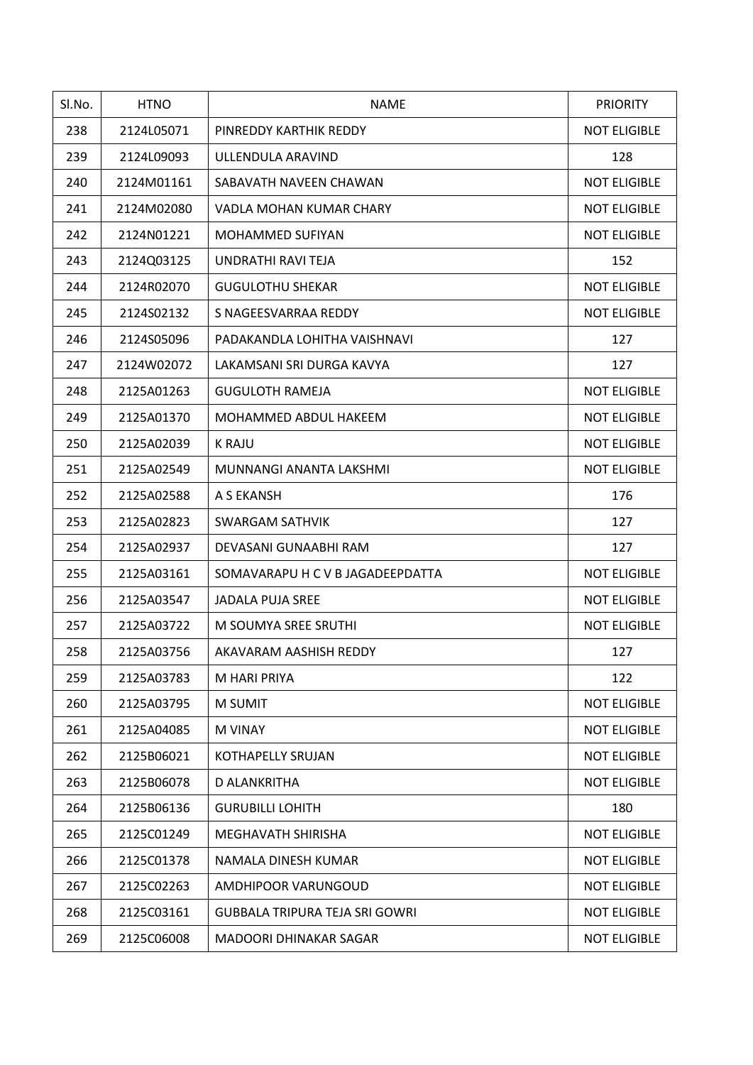| Sl.No. | HTNO | NAME | PRIORITY |
|---|---|---|---|
| 238 | 2124L05071 | PINREDDY KARTHIK REDDY | NOT ELIGIBLE |
| 239 | 2124L09093 | ULLENDULA ARAVIND | 128 |
| 240 | 2124M01161 | SABAVATH NAVEEN CHAWAN | NOT ELIGIBLE |
| 241 | 2124M02080 | VADLA MOHAN KUMAR CHARY | NOT ELIGIBLE |
| 242 | 2124N01221 | MOHAMMED SUFIYAN | NOT ELIGIBLE |
| 243 | 2124Q03125 | UNDRATHI RAVI TEJA | 152 |
| 244 | 2124R02070 | GUGULOTHU SHEKAR | NOT ELIGIBLE |
| 245 | 2124S02132 | S NAGEESVARRAA REDDY | NOT ELIGIBLE |
| 246 | 2124S05096 | PADAKANDLA LOHITHA VAISHNAVI | 127 |
| 247 | 2124W02072 | LAKAMSANI SRI DURGA KAVYA | 127 |
| 248 | 2125A01263 | GUGULOTH RAMEJA | NOT ELIGIBLE |
| 249 | 2125A01370 | MOHAMMED ABDUL HAKEEM | NOT ELIGIBLE |
| 250 | 2125A02039 | K RAJU | NOT ELIGIBLE |
| 251 | 2125A02549 | MUNNANGI ANANTA LAKSHMI | NOT ELIGIBLE |
| 252 | 2125A02588 | A S EKANSH | 176 |
| 253 | 2125A02823 | SWARGAM SATHVIK | 127 |
| 254 | 2125A02937 | DEVASANI GUNAABHI RAM | 127 |
| 255 | 2125A03161 | SOMAVARAPU H C V B JAGADEEPDATTA | NOT ELIGIBLE |
| 256 | 2125A03547 | JADALA PUJA SREE | NOT ELIGIBLE |
| 257 | 2125A03722 | M SOUMYA SREE SRUTHI | NOT ELIGIBLE |
| 258 | 2125A03756 | AKAVARAM AASHISH REDDY | 127 |
| 259 | 2125A03783 | M HARI PRIYA | 122 |
| 260 | 2125A03795 | M SUMIT | NOT ELIGIBLE |
| 261 | 2125A04085 | M VINAY | NOT ELIGIBLE |
| 262 | 2125B06021 | KOTHAPELLY SRUJAN | NOT ELIGIBLE |
| 263 | 2125B06078 | D ALANKRITHA | NOT ELIGIBLE |
| 264 | 2125B06136 | GURUBILLI LOHITH | 180 |
| 265 | 2125C01249 | MEGHAVATH SHIRISHA | NOT ELIGIBLE |
| 266 | 2125C01378 | NAMALA DINESH KUMAR | NOT ELIGIBLE |
| 267 | 2125C02263 | AMDHIPOOR VARUNGOUD | NOT ELIGIBLE |
| 268 | 2125C03161 | GUBBALA TRIPURA TEJA SRI GOWRI | NOT ELIGIBLE |
| 269 | 2125C06008 | MADOORI DHINAKAR SAGAR | NOT ELIGIBLE |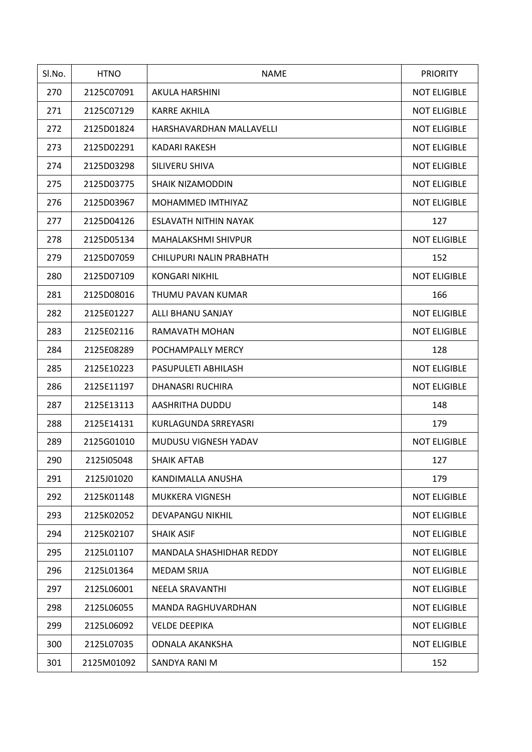| Sl.No. | HTNO | NAME | PRIORITY |
|---|---|---|---|
| 270 | 2125C07091 | AKULA HARSHINI | NOT ELIGIBLE |
| 271 | 2125C07129 | KARRE AKHILA | NOT ELIGIBLE |
| 272 | 2125D01824 | HARSHAVARDHAN MALLAVELLI | NOT ELIGIBLE |
| 273 | 2125D02291 | KADARI RAKESH | NOT ELIGIBLE |
| 274 | 2125D03298 | SILIVERU SHIVA | NOT ELIGIBLE |
| 275 | 2125D03775 | SHAIK NIZAMODDIN | NOT ELIGIBLE |
| 276 | 2125D03967 | MOHAMMED IMTHIYAZ | NOT ELIGIBLE |
| 277 | 2125D04126 | ESLAVATH NITHIN NAYAK | 127 |
| 278 | 2125D05134 | MAHALAKSHMI SHIVPUR | NOT ELIGIBLE |
| 279 | 2125D07059 | CHILUPURI NALIN PRABHATH | 152 |
| 280 | 2125D07109 | KONGARI NIKHIL | NOT ELIGIBLE |
| 281 | 2125D08016 | THUMU PAVAN KUMAR | 166 |
| 282 | 2125E01227 | ALLI BHANU SANJAY | NOT ELIGIBLE |
| 283 | 2125E02116 | RAMAVATH MOHAN | NOT ELIGIBLE |
| 284 | 2125E08289 | POCHAMPALLY MERCY | 128 |
| 285 | 2125E10223 | PASUPULETI ABHILASH | NOT ELIGIBLE |
| 286 | 2125E11197 | DHANASRI RUCHIRA | NOT ELIGIBLE |
| 287 | 2125E13113 | AASHRITHA DUDDU | 148 |
| 288 | 2125E14131 | KURLAGUNDA SRREYASRI | 179 |
| 289 | 2125G01010 | MUDUSU VIGNESH YADAV | NOT ELIGIBLE |
| 290 | 2125I05048 | SHAIK AFTAB | 127 |
| 291 | 2125J01020 | KANDIMALLA ANUSHA | 179 |
| 292 | 2125K01148 | MUKKERA VIGNESH | NOT ELIGIBLE |
| 293 | 2125K02052 | DEVAPANGU NIKHIL | NOT ELIGIBLE |
| 294 | 2125K02107 | SHAIK ASIF | NOT ELIGIBLE |
| 295 | 2125L01107 | MANDALA SHASHIDHAR REDDY | NOT ELIGIBLE |
| 296 | 2125L01364 | MEDAM SRIJA | NOT ELIGIBLE |
| 297 | 2125L06001 | NEELA SRAVANTHI | NOT ELIGIBLE |
| 298 | 2125L06055 | MANDA RAGHUVARDHAN | NOT ELIGIBLE |
| 299 | 2125L06092 | VELDE DEEPIKA | NOT ELIGIBLE |
| 300 | 2125L07035 | ODNALA AKANKSHA | NOT ELIGIBLE |
| 301 | 2125M01092 | SANDYA RANI M | 152 |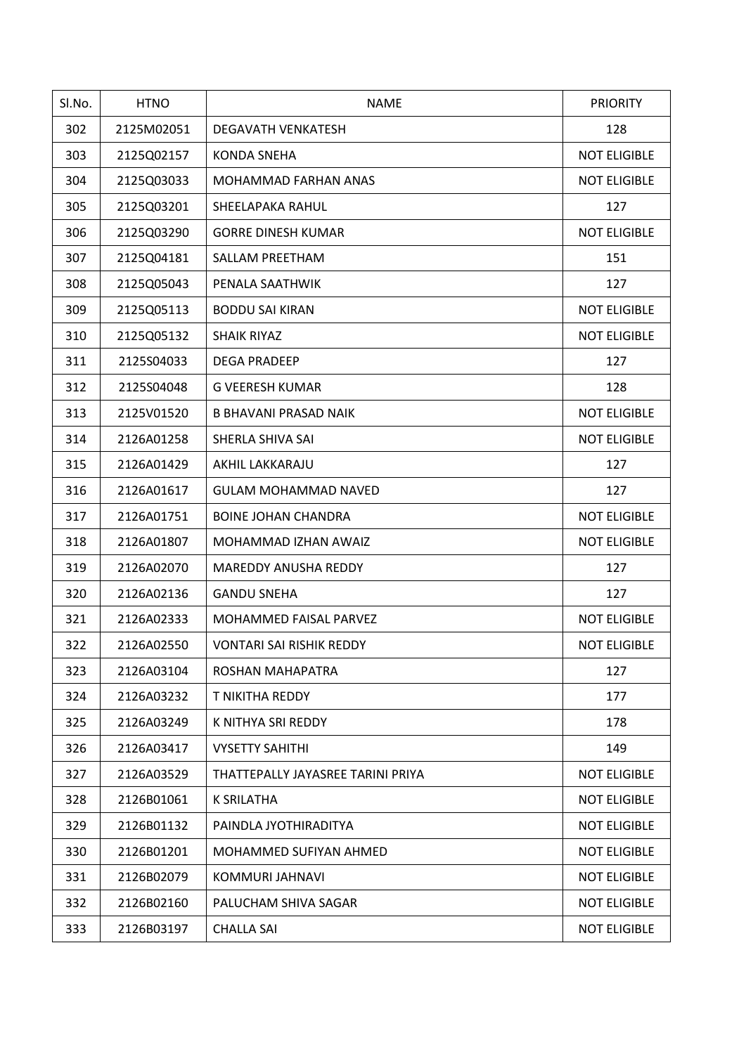| Sl.No. | HTNO | NAME | PRIORITY |
| --- | --- | --- | --- |
| 302 | 2125M02051 | DEGAVATH VENKATESH | 128 |
| 303 | 2125Q02157 | KONDA SNEHA | NOT ELIGIBLE |
| 304 | 2125Q03033 | MOHAMMAD FARHAN ANAS | NOT ELIGIBLE |
| 305 | 2125Q03201 | SHEELAPAKA RAHUL | 127 |
| 306 | 2125Q03290 | GORRE DINESH KUMAR | NOT ELIGIBLE |
| 307 | 2125Q04181 | SALLAM PREETHAM | 151 |
| 308 | 2125Q05043 | PENALA SAATHWIK | 127 |
| 309 | 2125Q05113 | BODDU SAI KIRAN | NOT ELIGIBLE |
| 310 | 2125Q05132 | SHAIK RIYAZ | NOT ELIGIBLE |
| 311 | 2125S04033 | DEGA PRADEEP | 127 |
| 312 | 2125S04048 | G VEERESH KUMAR | 128 |
| 313 | 2125V01520 | B BHAVANI PRASAD NAIK | NOT ELIGIBLE |
| 314 | 2126A01258 | SHERLA SHIVA SAI | NOT ELIGIBLE |
| 315 | 2126A01429 | AKHIL LAKKARAJU | 127 |
| 316 | 2126A01617 | GULAM MOHAMMAD NAVED | 127 |
| 317 | 2126A01751 | BOINE JOHAN CHANDRA | NOT ELIGIBLE |
| 318 | 2126A01807 | MOHAMMAD IZHAN AWAIZ | NOT ELIGIBLE |
| 319 | 2126A02070 | MAREDDY ANUSHA REDDY | 127 |
| 320 | 2126A02136 | GANDU SNEHA | 127 |
| 321 | 2126A02333 | MOHAMMED FAISAL PARVEZ | NOT ELIGIBLE |
| 322 | 2126A02550 | VONTARI SAI RISHIK REDDY | NOT ELIGIBLE |
| 323 | 2126A03104 | ROSHAN MAHAPATRA | 127 |
| 324 | 2126A03232 | T NIKITHA REDDY | 177 |
| 325 | 2126A03249 | K NITHYA SRI REDDY | 178 |
| 326 | 2126A03417 | VYSETTY SAHITHI | 149 |
| 327 | 2126A03529 | THATTEPALLY JAYASREE TARINI PRIYA | NOT ELIGIBLE |
| 328 | 2126B01061 | K SRILATHA | NOT ELIGIBLE |
| 329 | 2126B01132 | PAINDLA JYOTHIRADITYA | NOT ELIGIBLE |
| 330 | 2126B01201 | MOHAMMED SUFIYAN AHMED | NOT ELIGIBLE |
| 331 | 2126B02079 | KOMMURI JAHNAVI | NOT ELIGIBLE |
| 332 | 2126B02160 | PALUCHAM SHIVA SAGAR | NOT ELIGIBLE |
| 333 | 2126B03197 | CHALLA SAI | NOT ELIGIBLE |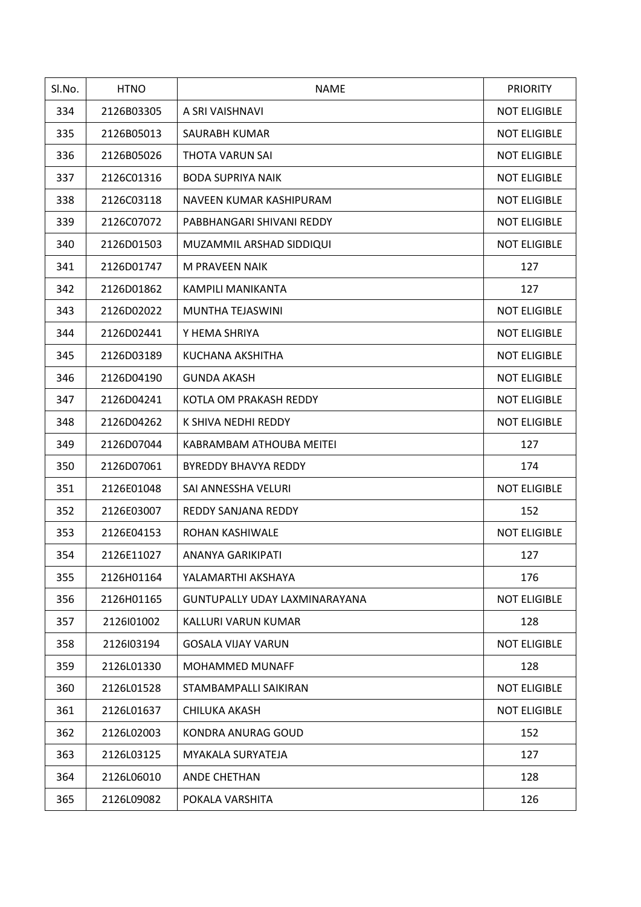| Sl.No. | HTNO | NAME | PRIORITY |
|---|---|---|---|
| 334 | 2126B03305 | A SRI VAISHNAVI | NOT ELIGIBLE |
| 335 | 2126B05013 | SAURABH KUMAR | NOT ELIGIBLE |
| 336 | 2126B05026 | THOTA VARUN SAI | NOT ELIGIBLE |
| 337 | 2126C01316 | BODA SUPRIYA NAIK | NOT ELIGIBLE |
| 338 | 2126C03118 | NAVEEN KUMAR KASHIPURAM | NOT ELIGIBLE |
| 339 | 2126C07072 | PABBHANGARI SHIVANI REDDY | NOT ELIGIBLE |
| 340 | 2126D01503 | MUZAMMIL ARSHAD SIDDIQUI | NOT ELIGIBLE |
| 341 | 2126D01747 | M PRAVEEN NAIK | 127 |
| 342 | 2126D01862 | KAMPILI MANIKANTA | 127 |
| 343 | 2126D02022 | MUNTHA TEJASWINI | NOT ELIGIBLE |
| 344 | 2126D02441 | Y HEMA SHRIYA | NOT ELIGIBLE |
| 345 | 2126D03189 | KUCHANA AKSHITHA | NOT ELIGIBLE |
| 346 | 2126D04190 | GUNDA AKASH | NOT ELIGIBLE |
| 347 | 2126D04241 | KOTLA OM PRAKASH REDDY | NOT ELIGIBLE |
| 348 | 2126D04262 | K SHIVA NEDHI REDDY | NOT ELIGIBLE |
| 349 | 2126D07044 | KABRAMBAM ATHOUBA MEITEI | 127 |
| 350 | 2126D07061 | BYREDDY BHAVYA REDDY | 174 |
| 351 | 2126E01048 | SAI ANNESSHA VELURI | NOT ELIGIBLE |
| 352 | 2126E03007 | REDDY SANJANA REDDY | 152 |
| 353 | 2126E04153 | ROHAN KASHIWALE | NOT ELIGIBLE |
| 354 | 2126E11027 | ANANYA GARIKIPATI | 127 |
| 355 | 2126H01164 | YALAMARTHI AKSHAYA | 176 |
| 356 | 2126H01165 | GUNTUPALLY UDAY LAXMINARAYANA | NOT ELIGIBLE |
| 357 | 2126I01002 | KALLURI VARUN KUMAR | 128 |
| 358 | 2126I03194 | GOSALA VIJAY VARUN | NOT ELIGIBLE |
| 359 | 2126L01330 | MOHAMMED MUNAFF | 128 |
| 360 | 2126L01528 | STAMBAMPALLI SAIKIRAN | NOT ELIGIBLE |
| 361 | 2126L01637 | CHILUKA AKASH | NOT ELIGIBLE |
| 362 | 2126L02003 | KONDRA ANURAG GOUD | 152 |
| 363 | 2126L03125 | MYAKALA SURYATEJA | 127 |
| 364 | 2126L06010 | ANDE CHETHAN | 128 |
| 365 | 2126L09082 | POKALA VARSHITA | 126 |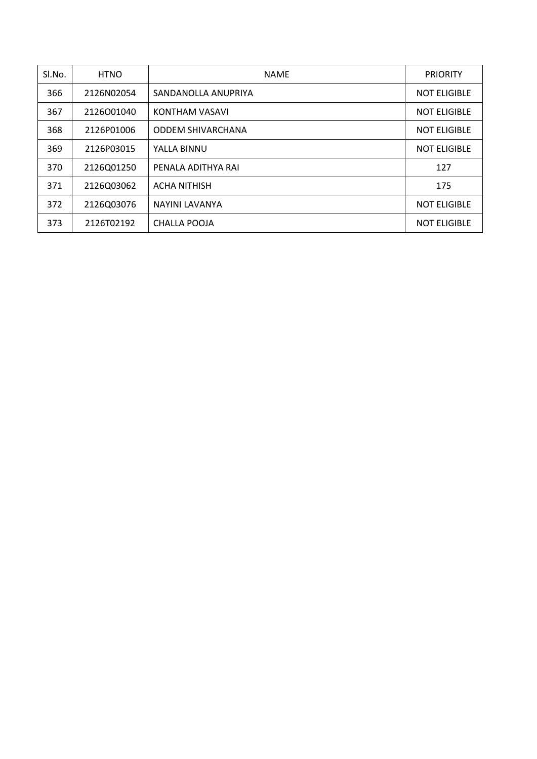| Sl.No. | HTNO | NAME | PRIORITY |
| --- | --- | --- | --- |
| 366 | 2126N02054 | SANDANOLLA ANUPRIYA | NOT ELIGIBLE |
| 367 | 2126O01040 | KONTHAM VASAVI | NOT ELIGIBLE |
| 368 | 2126P01006 | ODDEM SHIVARCHANA | NOT ELIGIBLE |
| 369 | 2126P03015 | YALLA BINNU | NOT ELIGIBLE |
| 370 | 2126Q01250 | PENALA ADITHYA RAI | 127 |
| 371 | 2126Q03062 | ACHA NITHISH | 175 |
| 372 | 2126Q03076 | NAYINI LAVANYA | NOT ELIGIBLE |
| 373 | 2126T02192 | CHALLA POOJA | NOT ELIGIBLE |